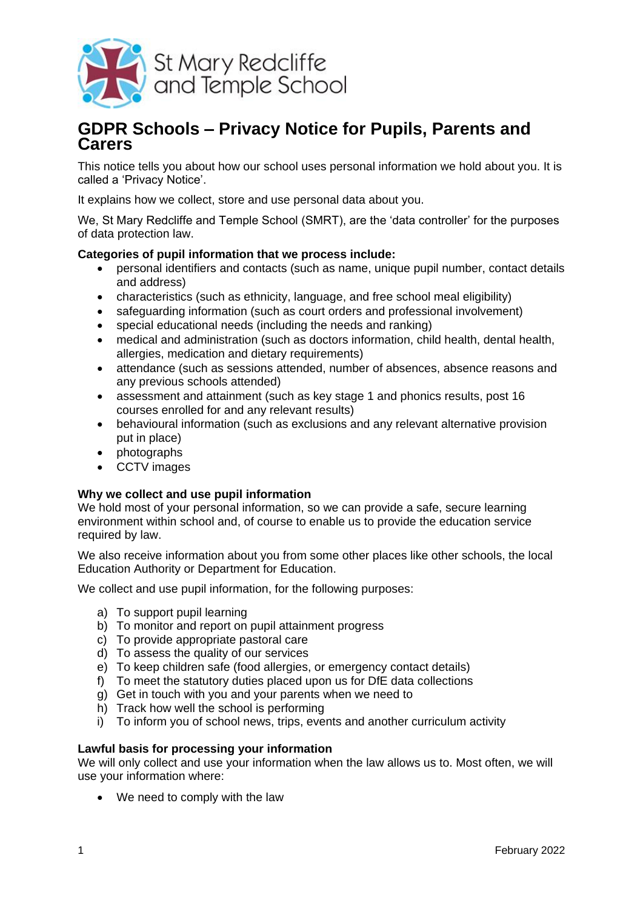St Mary Redcliffe and Temple School

# GDPR Schools – Privacy Notice for Pupils, Parents and Carers

This notice tells you about how our school uses personal information we hold about you. It is called a 'Privacy Notice'.

It explains how we collect, store and use personal data about you.

We, St Mary Redcliffe and Temple School (SMRT), are the 'data controller' for the purposes of data protection law.

**Categories of pupil information that we process include:**

- personal identifiers and contacts (such as name, unique pupil number, contact details and address)
- characteristics (such as ethnicity, language, and free school meal eligibility)
- safeguarding information (such as court orders and professional involvement)
- special educational needs (including the needs and ranking)
- medical and administration (such as doctors information, child health, dental health, allergies, medication and dietary requirements)
- attendance (such as sessions attended, number of absences, absence reasons and any previous schools attended)
- assessment and attainment (such as key stage 1 and phonics results, post 16 courses enrolled for and any relevant results)
- behavioural information (such as exclusions and any relevant alternative provision put in place)
- photographs
- CCTV images

**Why we collect and use pupil information**

We hold most of your personal information, so we can provide a safe, secure learning environment within school and, of course to enable us to provide the education service required by law.

We also receive information about you from some other places like other schools, the local Education Authority or Department for Education.

We collect and use pupil information, for the following purposes:

a) To support pupil learning
b) To monitor and report on pupil attainment progress
c) To provide appropriate pastoral care
d) To assess the quality of our services
e) To keep children safe (food allergies, or emergency contact details)
f) To meet the statutory duties placed upon us for DfE data collections
g) Get in touch with you and your parents when we need to
h) Track how well the school is performing
i) To inform you of school news, trips, events and another curriculum activity

**Lawful basis for processing your information**

We will only collect and use your information when the law allows us to. Most often, we will use your information where:

- We need to comply with the law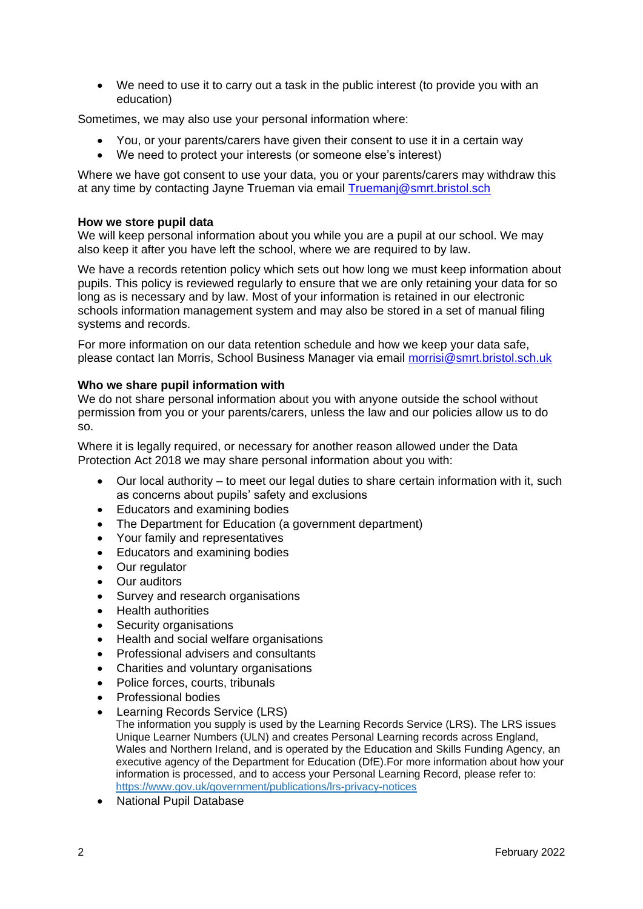- We need to use it to carry out a task in the public interest (to provide you with an education)

Sometimes, we may also use your personal information where:

- You, or your parents/carers have given their consent to use it in a certain way
- We need to protect your interests (or someone else's interest)

Where we have got consent to use your data, you or your parents/carers may withdraw this at any time by contacting Jayne Trueman via email [Truemanj@smrt.bristol.sch](mailto:Truemanj@smrt.bristol.sch)

**How we store pupil data**

We will keep personal information about you while you are a pupil at our school. We may also keep it after you have left the school, where we are required to by law.

We have a records retention policy which sets out how long we must keep information about pupils. This policy is reviewed regularly to ensure that we are only retaining your data for so long as is necessary and by law. Most of your information is retained in our electronic schools information management system and may also be stored in a set of manual filing systems and records.

For more information on our data retention schedule and how we keep your data safe, please contact Ian Morris, School Business Manager via email [morrisi@smrt.bristol.sch.uk](mailto:morrisi@smrt.bristol.sch.uk)

**Who we share pupil information with**

We do not share personal information about you with anyone outside the school without permission from you or your parents/carers, unless the law and our policies allow us to do so.

Where it is legally required, or necessary for another reason allowed under the Data Protection Act 2018 we may share personal information about you with:

- Our local authority – to meet our legal duties to share certain information with it, such as concerns about pupils' safety and exclusions
- Educators and examining bodies
- The Department for Education (a government department)
- Your family and representatives
- Educators and examining bodies
- Our regulator
- Our auditors
- Survey and research organisations
- Health authorities
- Security organisations
- Health and social welfare organisations
- Professional advisers and consultants
- Charities and voluntary organisations
- Police forces, courts, tribunals
- Professional bodies
- Learning Records Service (LRS)
  The information you supply is used by the Learning Records Service (LRS). The LRS issues Unique Learner Numbers (ULN) and creates Personal Learning records across England, Wales and Northern Ireland, and is operated by the Education and Skills Funding Agency, an executive agency of the Department for Education (DfE).For more information about how your information is processed, and to access your Personal Learning Record, please refer to: [https://www.gov.uk/government/publications/lrs-privacy-notices](https://www.gov.uk/government/publications/lrs-privacy-notices)
- National Pupil Database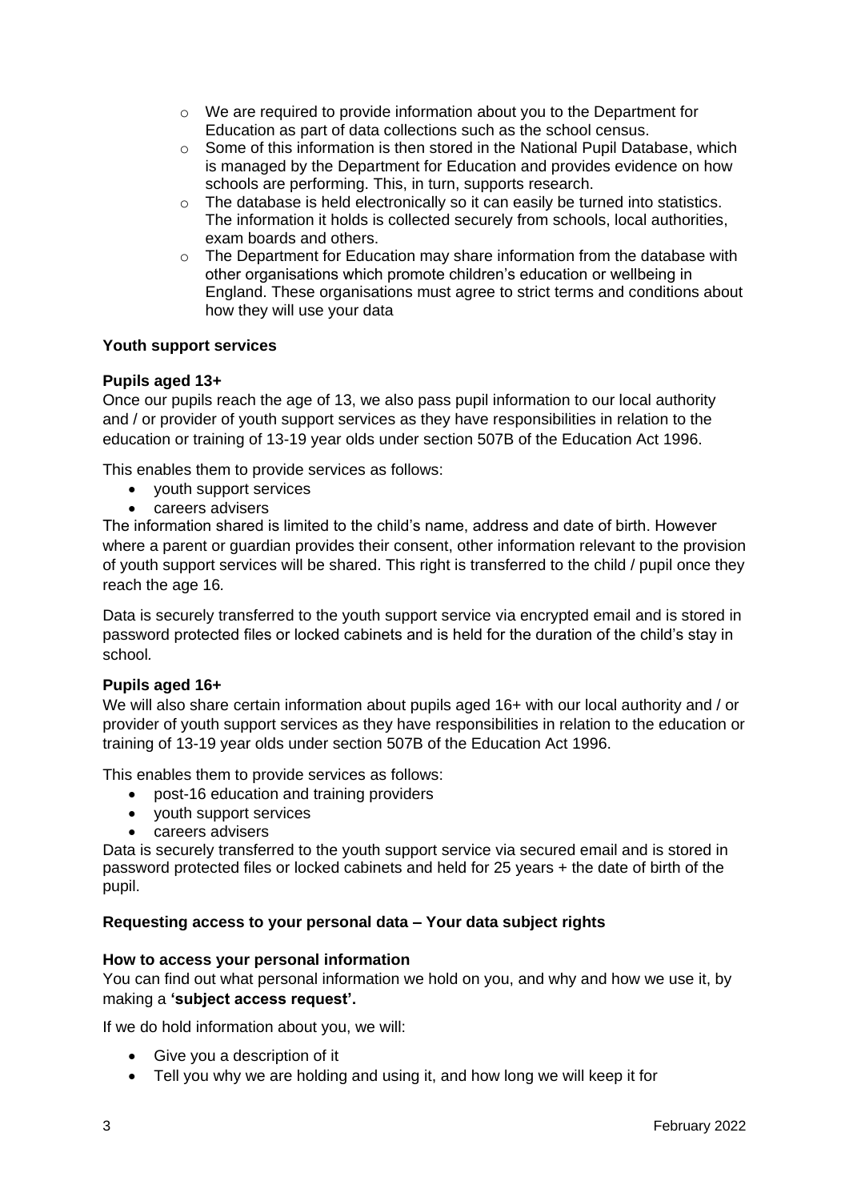- We are required to provide information about you to the Department for Education as part of data collections such as the school census.
- Some of this information is then stored in the National Pupil Database, which is managed by the Department for Education and provides evidence on how schools are performing. This, in turn, supports research.
- The database is held electronically so it can easily be turned into statistics. The information it holds is collected securely from schools, local authorities, exam boards and others.
- The Department for Education may share information from the database with other organisations which promote children's education or wellbeing in England. These organisations must agree to strict terms and conditions about how they will use your data

**Youth support services**

**Pupils aged 13+**

Once our pupils reach the age of 13, we also pass pupil information to our local authority and / or provider of youth support services as they have responsibilities in relation to the education or training of 13-19 year olds under section 507B of the Education Act 1996.

This enables them to provide services as follows:

- youth support services
- careers advisers

The information shared is limited to the child's name, address and date of birth. However where a parent or guardian provides their consent, other information relevant to the provision of youth support services will be shared. This right is transferred to the child / pupil once they reach the age 16.

Data is securely transferred to the youth support service via encrypted email and is stored in password protected files or locked cabinets and is held for the duration of the child's stay in school.

**Pupils aged 16+**

We will also share certain information about pupils aged 16+ with our local authority and / or provider of youth support services as they have responsibilities in relation to the education or training of 13-19 year olds under section 507B of the Education Act 1996.

This enables them to provide services as follows:

- post-16 education and training providers
- youth support services
- careers advisers

Data is securely transferred to the youth support service via secured email and is stored in password protected files or locked cabinets and held for 25 years + the date of birth of the pupil.

**Requesting access to your personal data – Your data subject rights**

**How to access your personal information**

You can find out what personal information we hold on you, and why and how we use it, by making a **'subject access request'.**

If we do hold information about you, we will:

- Give you a description of it
- Tell you why we are holding and using it, and how long we will keep it for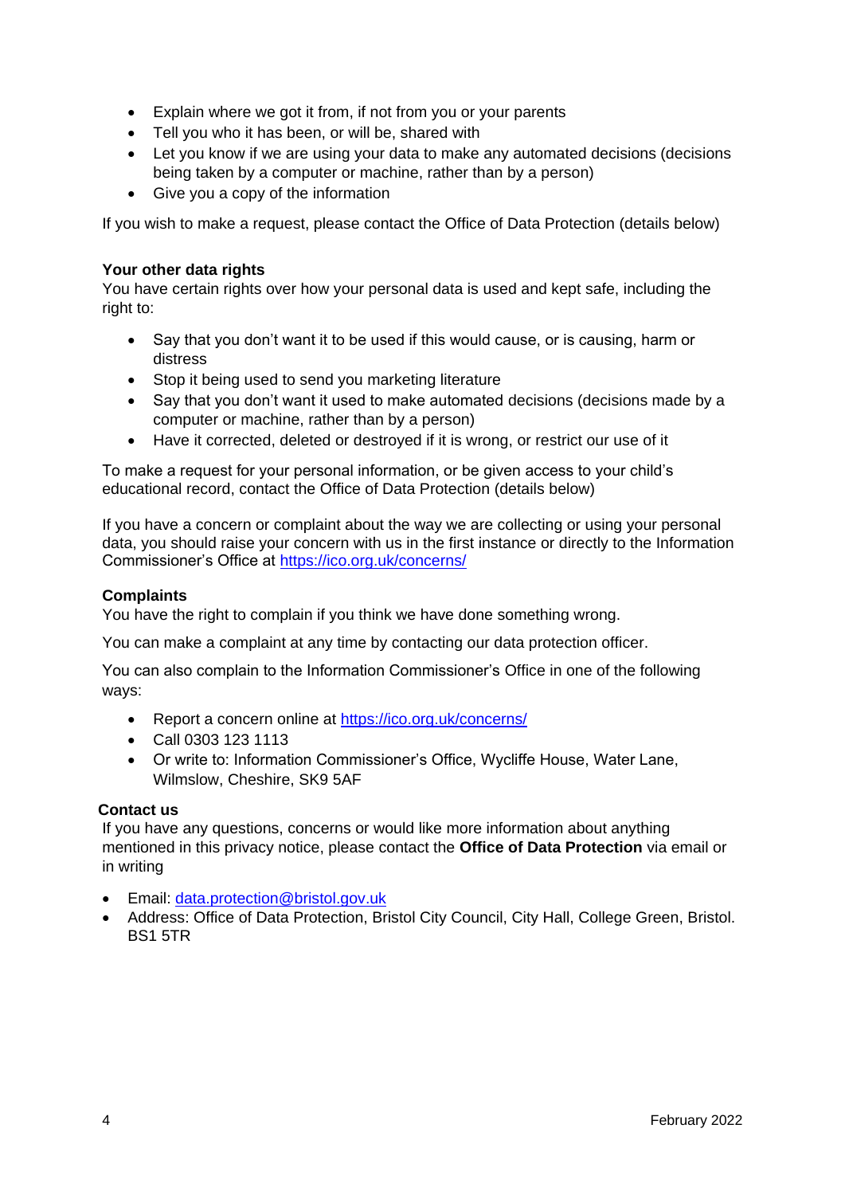- Explain where we got it from, if not from you or your parents
- Tell you who it has been, or will be, shared with
- Let you know if we are using your data to make any automated decisions (decisions being taken by a computer or machine, rather than by a person)
- Give you a copy of the information

If you wish to make a request, please contact the Office of Data Protection (details below)

**Your other data rights**

You have certain rights over how your personal data is used and kept safe, including the right to:

- Say that you don't want it to be used if this would cause, or is causing, harm or distress
- Stop it being used to send you marketing literature
- Say that you don't want it used to make automated decisions (decisions made by a computer or machine, rather than by a person)
- Have it corrected, deleted or destroyed if it is wrong, or restrict our use of it

To make a request for your personal information, or be given access to your child's educational record, contact the Office of Data Protection (details below)

If you have a concern or complaint about the way we are collecting or using your personal data, you should raise your concern with us in the first instance or directly to the Information Commissioner's Office at https://ico.org.uk/concerns/

**Complaints**

You have the right to complain if you think we have done something wrong.

You can make a complaint at any time by contacting our data protection officer.

You can also complain to the Information Commissioner's Office in one of the following ways:

- Report a concern online at https://ico.org.uk/concerns/
- Call 0303 123 1113
- Or write to: Information Commissioner's Office, Wycliffe House, Water Lane, Wilmslow, Cheshire, SK9 5AF

**Contact us**

If you have any questions, concerns or would like more information about anything mentioned in this privacy notice, please contact the **Office of Data Protection** via email or in writing

- Email: data.protection@bristol.gov.uk
- Address: Office of Data Protection, Bristol City Council, City Hall, College Green, Bristol. BS1 5TR